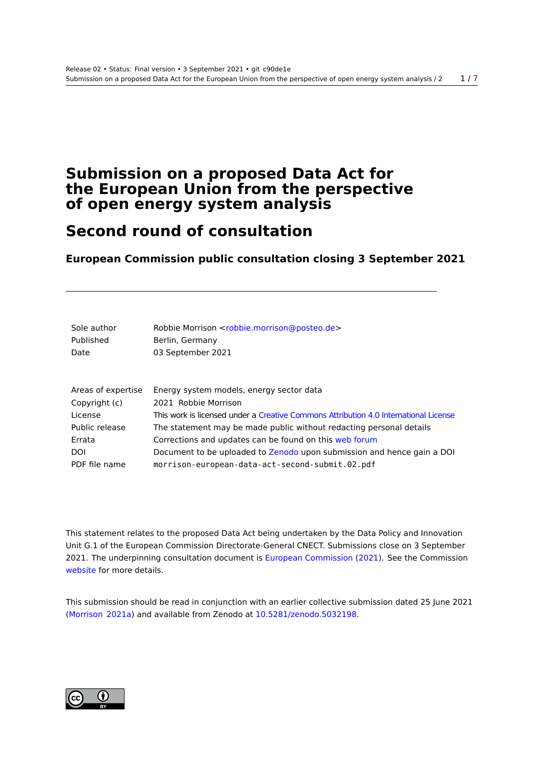# Submission on a proposed Data Act for the European Union from the perspective of open energy system analysis

## Second round of consultation

### European Commission public consultation closing 3 September 2021

---

| | |
|---|---|
| Sole author | Robbie Morrison <robbie.morrison@posteo.de> |
| Published | Berlin, Germany |
| Date | 03 September 2021 |

| | |
|---|---|
| Areas of expertise | Energy system models, energy sector data |
| Copyright (c) | 2021 Robbie Morrison |
| License | This work is licensed under a Creative Commons Attribution 4.0 International License |
| Public release | The statement may be made public without redacting personal details |
| Errata | Corrections and updates can be found on this web forum |
| DOI | Document to be uploaded to Zenodo upon submission and hence gain a DOI |
| PDF file name | `morrison-european-data-act-second-submit.02.pdf` |

This statement relates to the proposed Data Act being undertaken by the Data Policy and Innovation Unit G.1 of the European Commission Directorate-General CNECT. Submissions close on 3 September 2021. The underpinning consultation document is European Commission (2021). See the Commission website for more details.

This submission should be read in conjunction with an earlier collective submission dated 25 June 2021 (Morrison 2021a) and available from Zenodo at 10.5281/zenodo.5032198.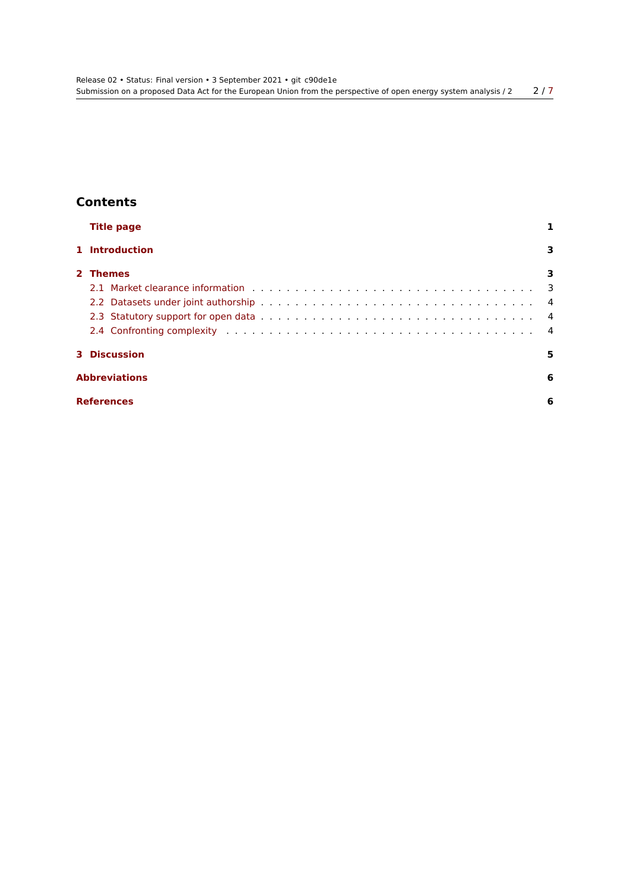## Contents

**Title page** 1

**1 Introduction** 3

**2 Themes** 3

- 2.1 Market clearance information . . . . . 3
- 2.2 Datasets under joint authorship . . . . . 4
- 2.3 Statutory support for open data . . . . . 4
- 2.4 Confronting complexity . . . . . 4

**3 Discussion** 5

**Abbreviations** 6

**References** 6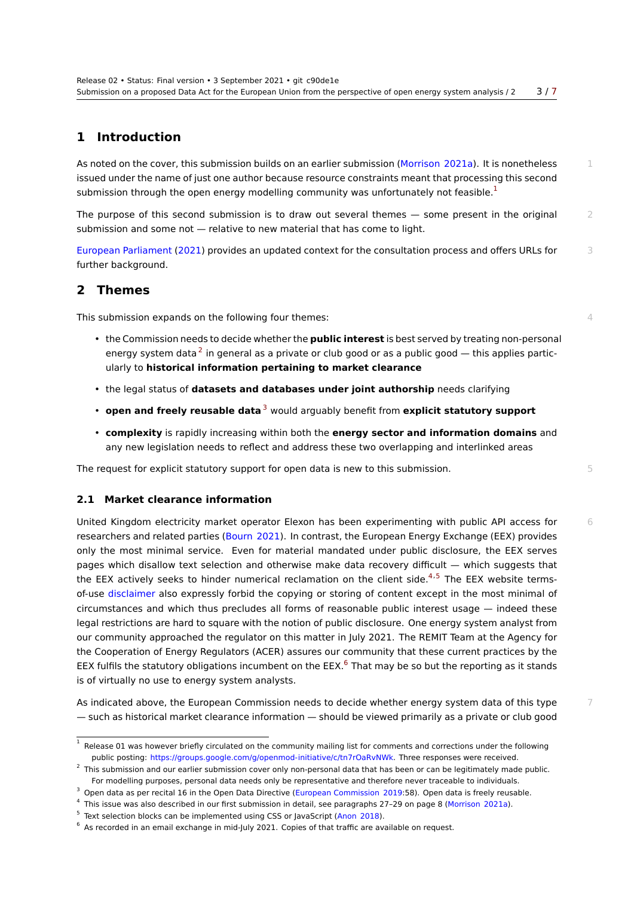## 1 Introduction

As noted on the cover, this submission builds on an earlier submission (Morrison 2021a). It is nonetheless issued under the name of just one author because resource constraints meant that processing this second submission through the open energy modelling community was unfortunately not feasible.[1]

The purpose of this second submission is to draw out several themes — some present in the original submission and some not — relative to new material that has come to light.

European Parliament (2021) provides an updated context for the consultation process and offers URLs for further background.

## 2 Themes

This submission expands on the following four themes:

- the Commission needs to decide whether the **public interest** is best served by treating non-personal energy system data[2] in general as a private or club good or as a public good — this applies particularly to **historical information pertaining to market clearance**
- the legal status of **datasets and databases under joint authorship** needs clarifying
- **open and freely reusable data**[3] would arguably benefit from **explicit statutory support**
- **complexity** is rapidly increasing within both the **energy sector and information domains** and any new legislation needs to reflect and address these two overlapping and interlinked areas

The request for explicit statutory support for open data is new to this submission.

### 2.1 Market clearance information

United Kingdom electricity market operator Elexon has been experimenting with public API access for researchers and related parties (Bourn 2021). In contrast, the European Energy Exchange (EEX) provides only the most minimal service. Even for material mandated under public disclosure, the EEX serves pages which disallow text selection and otherwise make data recovery difficult — which suggests that the EEX actively seeks to hinder numerical reclamation on the client side.[4,5] The EEX website terms-of-use disclaimer also expressly forbid the copying or storing of content except in the most minimal of circumstances and which thus precludes all forms of reasonable public interest usage — indeed these legal restrictions are hard to square with the notion of public disclosure. One energy system analyst from our community approached the regulator on this matter in July 2021. The REMIT Team at the Agency for the Cooperation of Energy Regulators (ACER) assures our community that these current practices by the EEX fulfils the statutory obligations incumbent on the EEX.[6] That may be so but the reporting as it stands is of virtually no use to energy system analysts.

As indicated above, the European Commission needs to decide whether energy system data of this type — such as historical market clearance information — should be viewed primarily as a private or club good

---

[1] Release 01 was however briefly circulated on the community mailing list for comments and corrections under the following public posting: https://groups.google.com/g/openmod-initiative/c/tn7rOaRvNWk. Three responses were received.

[2] This submission and our earlier submission cover only non-personal data that has been or can be legitimately made public. For modelling purposes, personal data needs only be representative and therefore never traceable to individuals.

[3] Open data as per recital 16 in the Open Data Directive (European Commission 2019:58). Open data is freely reusable.

[4] This issue was also described in our first submission in detail, see paragraphs 27–29 on page 8 (Morrison 2021a).

[5] Text selection blocks can be implemented using CSS or JavaScript (Anon 2018).

[6] As recorded in an email exchange in mid-July 2021. Copies of that traffic are available on request.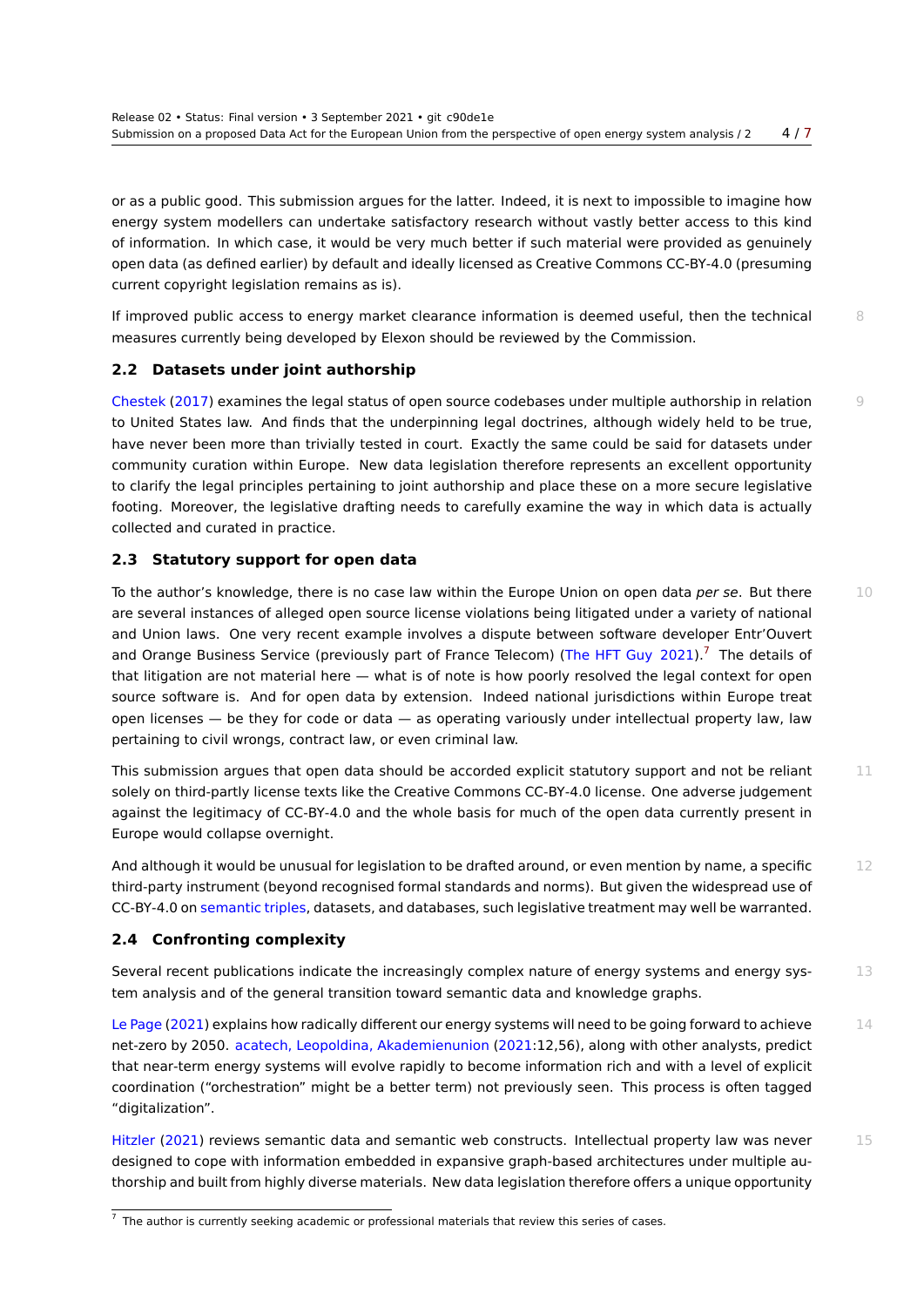or as a public good. This submission argues for the latter. Indeed, it is next to impossible to imagine how energy system modellers can undertake satisfactory research without vastly better access to this kind of information. In which case, it would be very much better if such material were provided as genuinely open data (as defined earlier) by default and ideally licensed as Creative Commons CC-BY-4.0 (presuming current copyright legislation remains as is).

If improved public access to energy market clearance information is deemed useful, then the technical measures currently being developed by Elexon should be reviewed by the Commission.

## 2.2 Datasets under joint authorship

Chestek (2017) examines the legal status of open source codebases under multiple authorship in relation to United States law. And finds that the underpinning legal doctrines, although widely held to be true, have never been more than trivially tested in court. Exactly the same could be said for datasets under community curation within Europe. New data legislation therefore represents an excellent opportunity to clarify the legal principles pertaining to joint authorship and place these on a more secure legislative footing. Moreover, the legislative drafting needs to carefully examine the way in which data is actually collected and curated in practice.

## 2.3 Statutory support for open data

To the author's knowledge, there is no case law within the Europe Union on open data *per se*. But there are several instances of alleged open source license violations being litigated under a variety of national and Union laws. One very recent example involves a dispute between software developer Entr'Ouvert and Orange Business Service (previously part of France Telecom) (The HFT Guy 2021).[7] The details of that litigation are not material here — what is of note is how poorly resolved the legal context for open source software is. And for open data by extension. Indeed national jurisdictions within Europe treat open licenses — be they for code or data — as operating variously under intellectual property law, law pertaining to civil wrongs, contract law, or even criminal law.

This submission argues that open data should be accorded explicit statutory support and not be reliant solely on third-partly license texts like the Creative Commons CC-BY-4.0 license. One adverse judgement against the legitimacy of CC-BY-4.0 and the whole basis for much of the open data currently present in Europe would collapse overnight.

And although it would be unusual for legislation to be drafted around, or even mention by name, a specific third-party instrument (beyond recognised formal standards and norms). But given the widespread use of CC-BY-4.0 on semantic triples, datasets, and databases, such legislative treatment may well be warranted.

## 2.4 Confronting complexity

Several recent publications indicate the increasingly complex nature of energy systems and energy system analysis and of the general transition toward semantic data and knowledge graphs.

Le Page (2021) explains how radically different our energy systems will need to be going forward to achieve net-zero by 2050. acatech, Leopoldina, Akademienunion (2021:12,56), along with other analysts, predict that near-term energy systems will evolve rapidly to become information rich and with a level of explicit coordination ("orchestration" might be a better term) not previously seen. This process is often tagged "digitalization".

Hitzler (2021) reviews semantic data and semantic web constructs. Intellectual property law was never designed to cope with information embedded in expansive graph-based architectures under multiple authorship and built from highly diverse materials. New data legislation therefore offers a unique opportunity

[7] The author is currently seeking academic or professional materials that review this series of cases.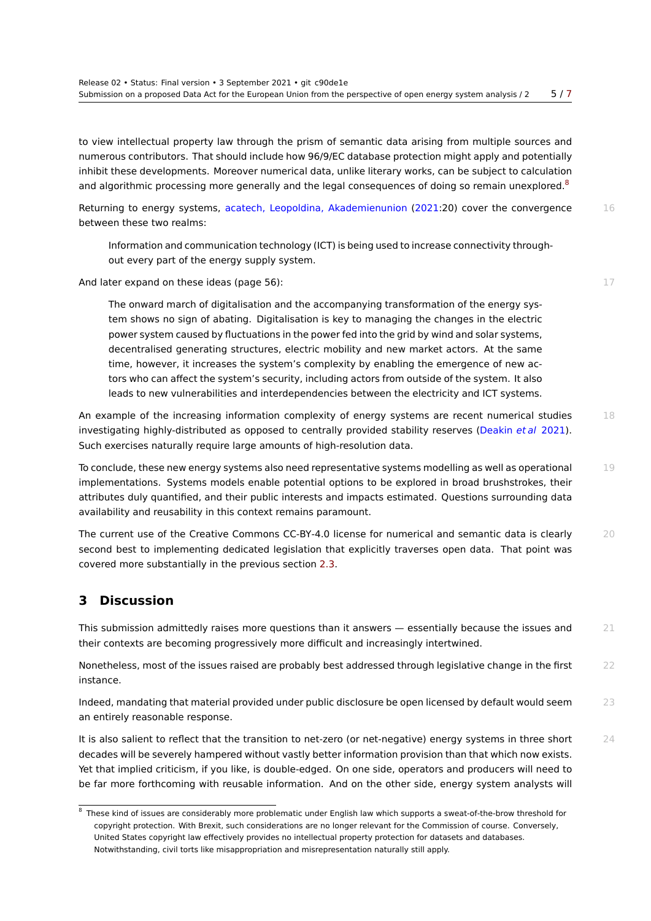to view intellectual property law through the prism of semantic data arising from multiple sources and numerous contributors. That should include how 96/9/EC database protection might apply and potentially inhibit these developments. Moreover numerical data, unlike literary works, can be subject to calculation and algorithmic processing more generally and the legal consequences of doing so remain unexplored.[8]

Returning to energy systems, acatech, Leopoldina, Akademienunion (2021:20) cover the convergence between these two realms:

> Information and communication technology (ICT) is being used to increase connectivity throughout every part of the energy supply system.

And later expand on these ideas (page 56):

> The onward march of digitalisation and the accompanying transformation of the energy system shows no sign of abating. Digitalisation is key to managing the changes in the electric power system caused by fluctuations in the power fed into the grid by wind and solar systems, decentralised generating structures, electric mobility and new market actors. At the same time, however, it increases the system's complexity by enabling the emergence of new actors who can affect the system's security, including actors from outside of the system. It also leads to new vulnerabilities and interdependencies between the electricity and ICT systems.

An example of the increasing information complexity of energy systems are recent numerical studies investigating highly-distributed as opposed to centrally provided stability reserves (Deakin *et al* 2021). Such exercises naturally require large amounts of high-resolution data.

To conclude, these new energy systems also need representative systems modelling as well as operational implementations. Systems models enable potential options to be explored in broad brushstrokes, their attributes duly quantified, and their public interests and impacts estimated. Questions surrounding data availability and reusability in this context remains paramount.

The current use of the Creative Commons CC-BY-4.0 license for numerical and semantic data is clearly second best to implementing dedicated legislation that explicitly traverses open data. That point was covered more substantially in the previous section 2.3.

## 3 Discussion

This submission admittedly raises more questions than it answers — essentially because the issues and their contexts are becoming progressively more difficult and increasingly intertwined.

Nonetheless, most of the issues raised are probably best addressed through legislative change in the first instance.

Indeed, mandating that material provided under public disclosure be open licensed by default would seem an entirely reasonable response.

It is also salient to reflect that the transition to net-zero (or net-negative) energy systems in three short decades will be severely hampered without vastly better information provision than that which now exists. Yet that implied criticism, if you like, is double-edged. On one side, operators and producers will need to be far more forthcoming with reusable information. And on the other side, energy system analysts will

[8] These kind of issues are considerably more problematic under English law which supports a sweat-of-the-brow threshold for copyright protection. With Brexit, such considerations are no longer relevant for the Commission of course. Conversely, United States copyright law effectively provides no intellectual property protection for datasets and databases. Notwithstanding, civil torts like misappropriation and misrepresentation naturally still apply.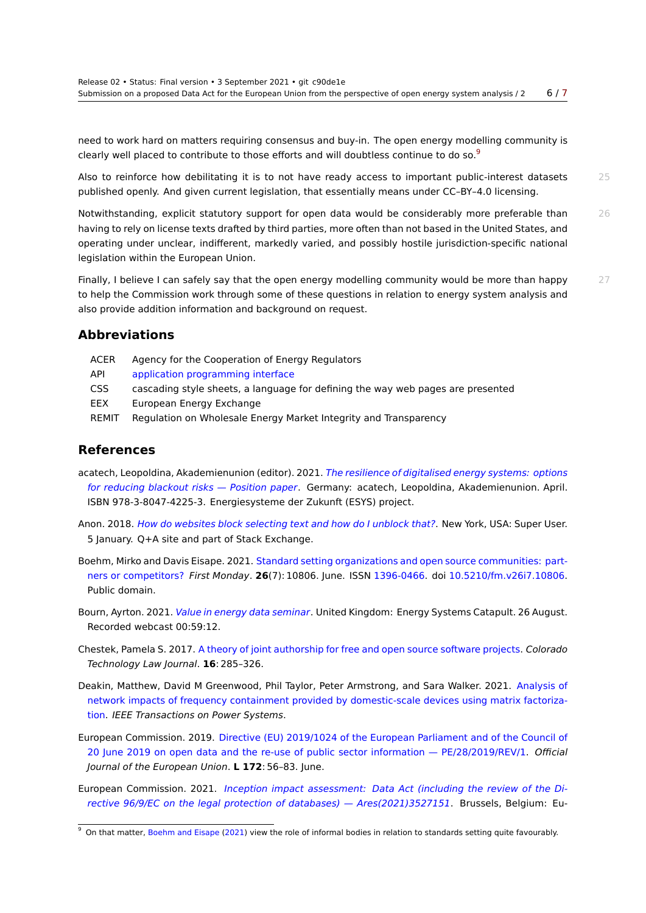need to work hard on matters requiring consensus and buy-in. The open energy modelling community is clearly well placed to contribute to those efforts and will doubtless continue to do so.[9]

Also to reinforce how debilitating it is to not have ready access to important public-interest datasets published openly. And given current legislation, that essentially means under CC–BY–4.0 licensing.

Notwithstanding, explicit statutory support for open data would be considerably more preferable than having to rely on license texts drafted by third parties, more often than not based in the United States, and operating under unclear, indifferent, markedly varied, and possibly hostile jurisdiction-specific national legislation within the European Union.

Finally, I believe I can safely say that the open energy modelling community would be more than happy to help the Commission work through some of these questions in relation to energy system analysis and also provide addition information and background on request.

## Abbreviations

| | |
|---|---|
| ACER | Agency for the Cooperation of Energy Regulators |
| API | application programming interface |
| CSS | cascading style sheets, a language for defining the way web pages are presented |
| EEX | European Energy Exchange |
| REMIT | Regulation on Wholesale Energy Market Integrity and Transparency |

## References

acatech, Leopoldina, Akademienunion (editor). 2021. *The resilience of digitalised energy systems: options for reducing blackout risks — Position paper*. Germany: acatech, Leopoldina, Akademienunion. April. ISBN 978-3-8047-4225-3. Energiesysteme der Zukunft (ESYS) project.

Anon. 2018. *How do websites block selecting text and how do I unblock that?*. New York, USA: Super User. 5 January. Q+A site and part of Stack Exchange.

Boehm, Mirko and Davis Eisape. 2021. Standard setting organizations and open source communities: partners or competitors? *First Monday*. **26**(7): 10806. June. ISSN 1396-0466. doi 10.5210/fm.v26i7.10806. Public domain.

Bourn, Ayrton. 2021. *Value in energy data seminar*. United Kingdom: Energy Systems Catapult. 26 August. Recorded webcast 00:59:12.

Chestek, Pamela S. 2017. A theory of joint authorship for free and open source software projects. *Colorado Technology Law Journal*. **16**: 285–326.

Deakin, Matthew, David M Greenwood, Phil Taylor, Peter Armstrong, and Sara Walker. 2021. Analysis of network impacts of frequency containment provided by domestic-scale devices using matrix factorization. *IEEE Transactions on Power Systems*.

European Commission. 2019. Directive (EU) 2019/1024 of the European Parliament and of the Council of 20 June 2019 on open data and the re-use of public sector information — PE/28/2019/REV/1. *Official Journal of the European Union*. **L 172**: 56–83. June.

European Commission. 2021. *Inception impact assessment: Data Act (including the review of the Directive 96/9/EC on the legal protection of databases) — Ares(2021)3527151*. Brussels, Belgium: Eu-

[9] On that matter, Boehm and Eisape (2021) view the role of informal bodies in relation to standards setting quite favourably.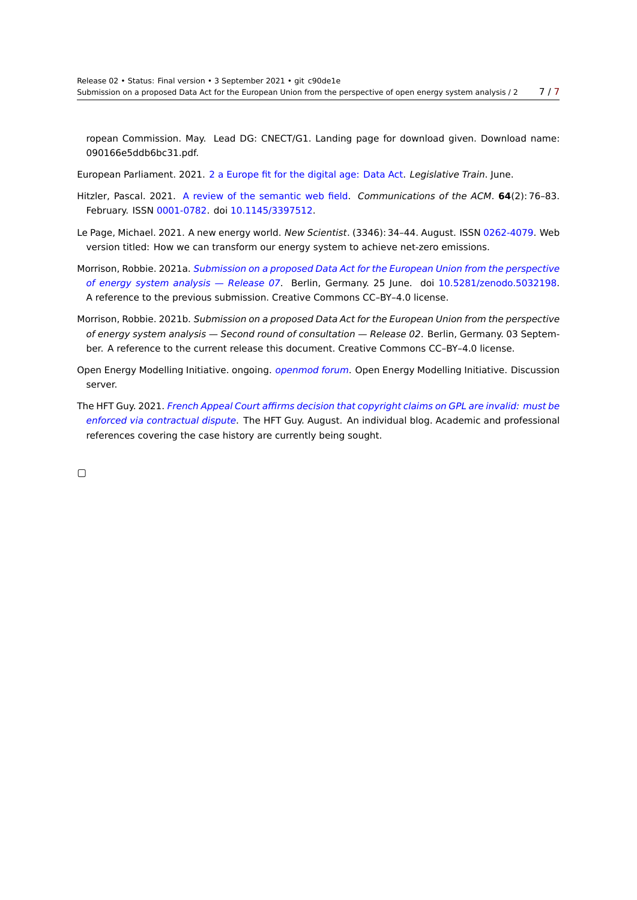ropean Commission. May. Lead DG: CNECT/G1. Landing page for download given. Download name: 090166e5ddb6bc31.pdf.

European Parliament. 2021. 2 a Europe fit for the digital age: Data Act. *Legislative Train*. June.

Hitzler, Pascal. 2021. A review of the semantic web field. *Communications of the ACM*. **64**(2): 76–83. February. ISSN 0001-0782. doi 10.1145/3397512.

Le Page, Michael. 2021. A new energy world. *New Scientist*. (3346): 34–44. August. ISSN 0262-4079. Web version titled: How we can transform our energy system to achieve net-zero emissions.

Morrison, Robbie. 2021a. *Submission on a proposed Data Act for the European Union from the perspective of energy system analysis — Release 07*. Berlin, Germany. 25 June. doi 10.5281/zenodo.5032198. A reference to the previous submission. Creative Commons CC–BY–4.0 license.

Morrison, Robbie. 2021b. *Submission on a proposed Data Act for the European Union from the perspective of energy system analysis — Second round of consultation — Release 02*. Berlin, Germany. 03 September. A reference to the current release this document. Creative Commons CC–BY–4.0 license.

Open Energy Modelling Initiative. ongoing. *openmod forum*. Open Energy Modelling Initiative. Discussion server.

The HFT Guy. 2021. *French Appeal Court affirms decision that copyright claims on GPL are invalid: must be enforced via contractual dispute*. The HFT Guy. August. An individual blog. Academic and professional references covering the case history are currently being sought.

□